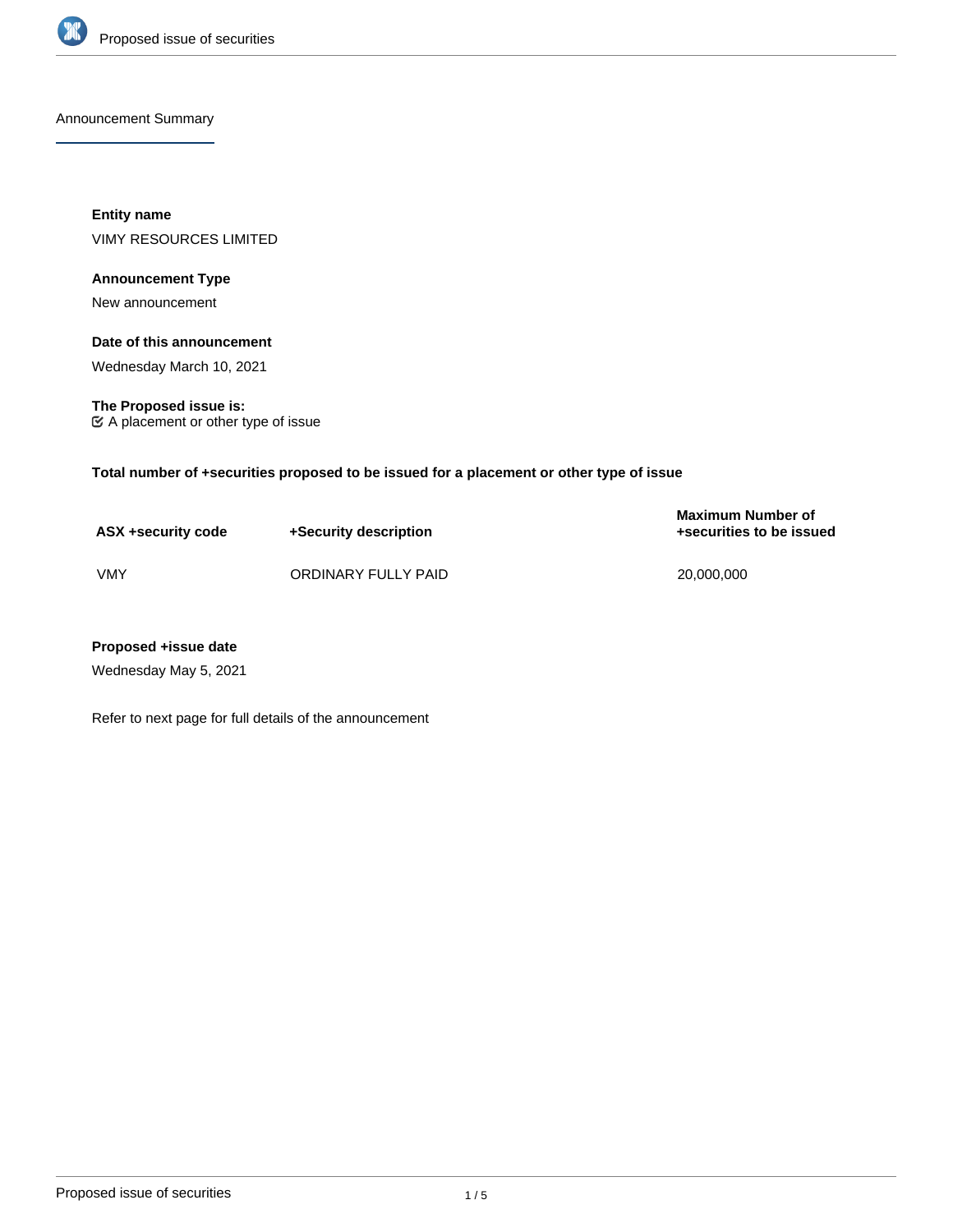## Announcement Summary

**Entity name**

VIMY RESOURCES LIMITED

**Announcement Type**

New announcement

**Date of this announcement**

Wednesday March 10, 2021

**The Proposed issue is:**

☑ A placement or other type of issue

**Total number of +securities proposed to be issued for a placement or other type of issue**

| ASX +security code | +Security description | Maximum Number of +securities to be issued |
|---|---|---|
| VMY | ORDINARY FULLY PAID | 20,000,000 |

**Proposed +issue date**

Wednesday May 5, 2021

Refer to next page for full details of the announcement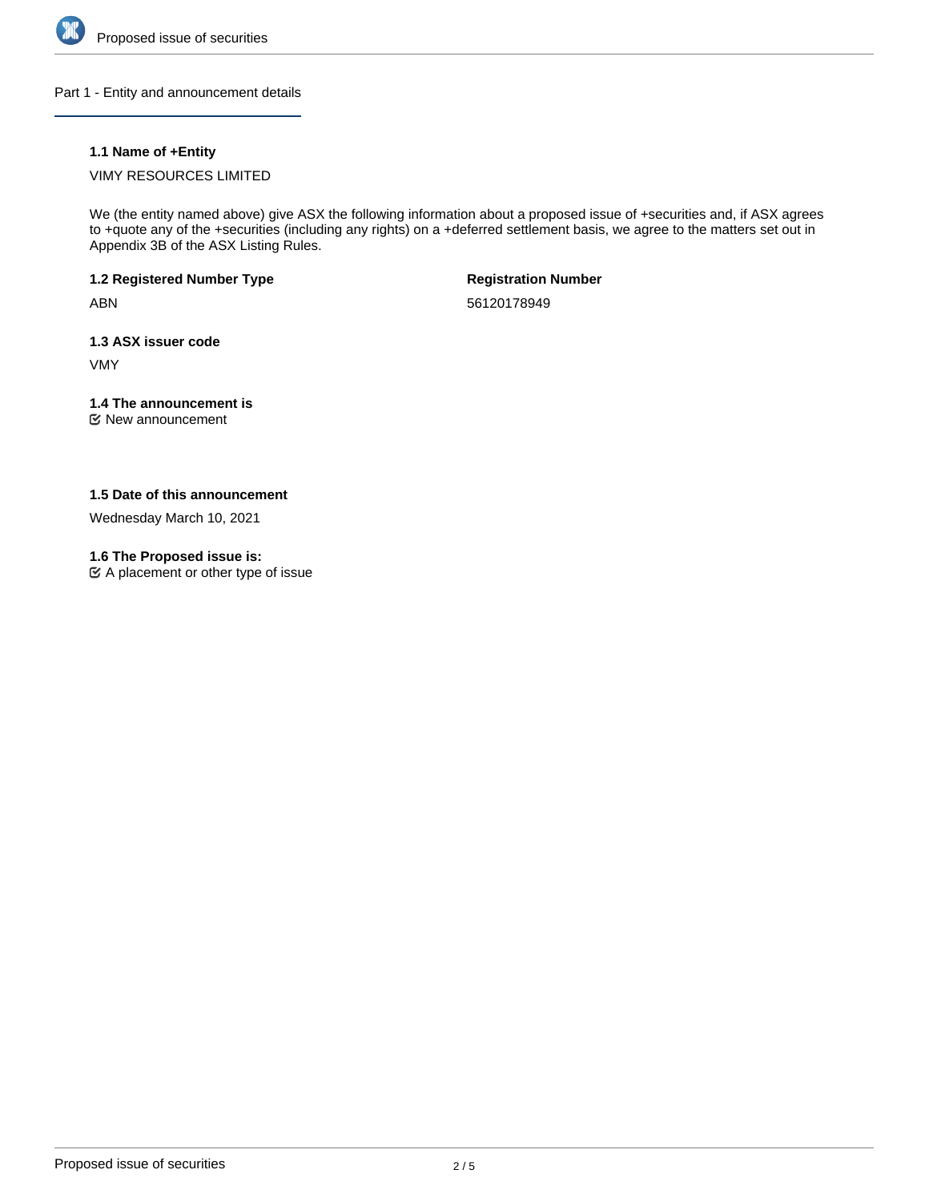## Part 1 - Entity and announcement details

### 1.1 Name of +Entity

VIMY RESOURCES LIMITED

We (the entity named above) give ASX the following information about a proposed issue of +securities and, if ASX agrees to +quote any of the +securities (including any rights) on a +deferred settlement basis, we agree to the matters set out in Appendix 3B of the ASX Listing Rules.

### 1.2 Registered Number Type

ABN

### Registration Number

56120178949

### 1.3 ASX issuer code

VMY

### 1.4 The announcement is

☑ New announcement

### 1.5 Date of this announcement

Wednesday March 10, 2021

### 1.6 The Proposed issue is:

☑ A placement or other type of issue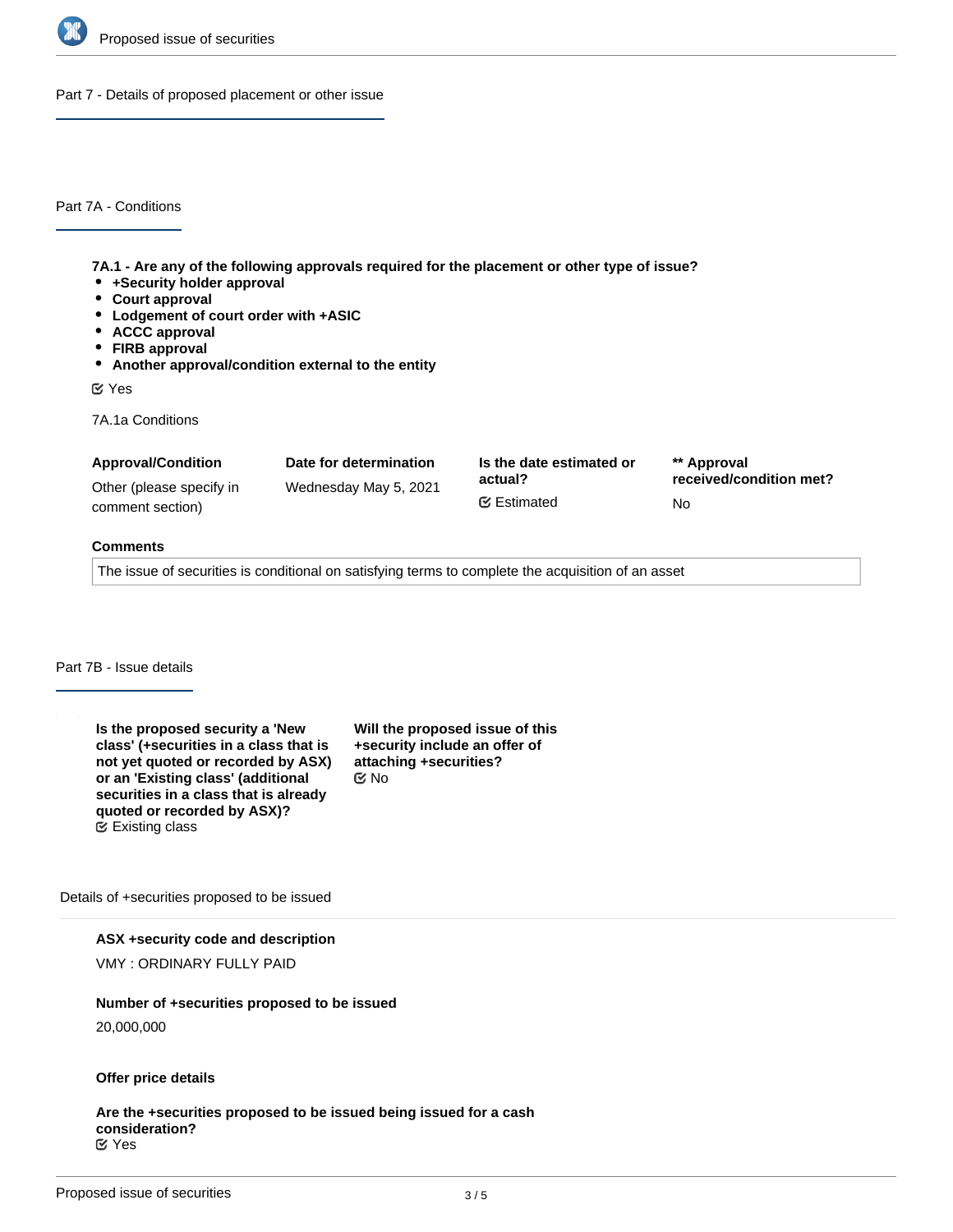## Part 7 - Details of proposed placement or other issue

### Part 7A - Conditions

**7A.1 - Are any of the following approvals required for the placement or other type of issue?**

- **+Security holder approval**
- **Court approval**
- **Lodgement of court order with +ASIC**
- **ACCC approval**
- **FIRB approval**
- **Another approval/condition external to the entity**

Yes

7A.1a Conditions

| Approval/Condition | Date for determination | Is the date estimated or actual? | ** Approval received/condition met? |
|---|---|---|---|
| Other (please specify in comment section) | Wednesday May 5, 2021 | Estimated | No |

**Comments**

The issue of securities is conditional on satisfying terms to complete the acquisition of an asset

### Part 7B - Issue details

**Is the proposed security a 'New class' (+securities in a class that is not yet quoted or recorded by ASX) or an 'Existing class' (additional securities in a class that is already quoted or recorded by ASX)?**
Existing class

**Will the proposed issue of this +security include an offer of attaching +securities?**
No

Details of +securities proposed to be issued

**ASX +security code and description**

VMY : ORDINARY FULLY PAID

**Number of +securities proposed to be issued**

20,000,000

**Offer price details**

**Are the +securities proposed to be issued being issued for a cash consideration?**
Yes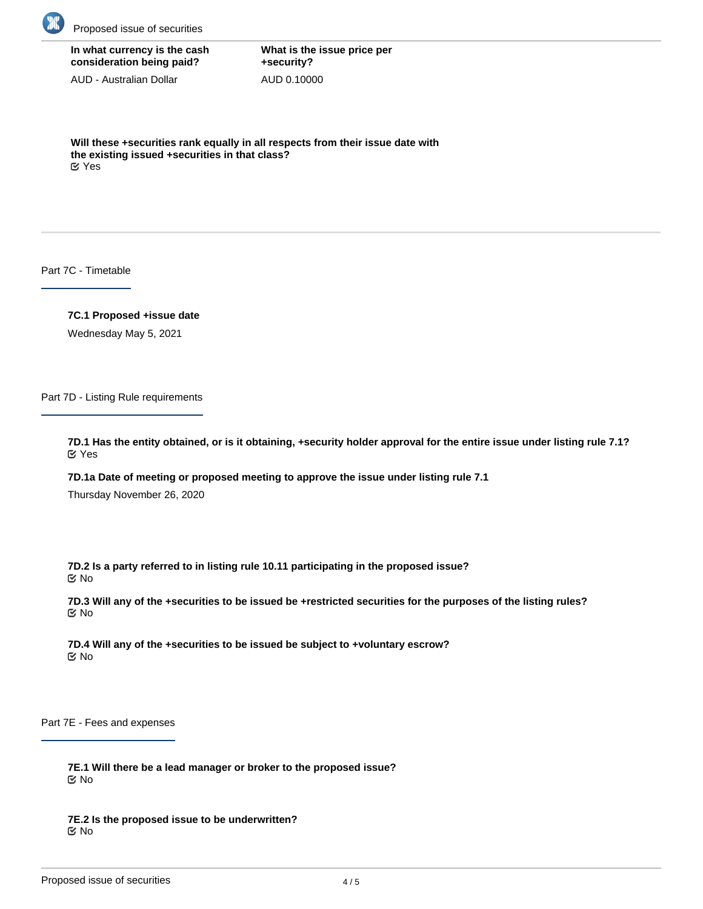**In what currency is the cash consideration being paid?**

AUD - Australian Dollar

**What is the issue price per +security?**

AUD 0.10000

**Will these +securities rank equally in all respects from their issue date with the existing issued +securities in that class?**

Yes

## Part 7C - Timetable

**7C.1 Proposed +issue date**

Wednesday May 5, 2021

## Part 7D - Listing Rule requirements

**7D.1 Has the entity obtained, or is it obtaining, +security holder approval for the entire issue under listing rule 7.1?**

Yes

**7D.1a Date of meeting or proposed meeting to approve the issue under listing rule 7.1**

Thursday November 26, 2020

**7D.2 Is a party referred to in listing rule 10.11 participating in the proposed issue?**

No

**7D.3 Will any of the +securities to be issued be +restricted securities for the purposes of the listing rules?**

No

**7D.4 Will any of the +securities to be issued be subject to +voluntary escrow?**

No

## Part 7E - Fees and expenses

**7E.1 Will there be a lead manager or broker to the proposed issue?**

No

**7E.2 Is the proposed issue to be underwritten?**

No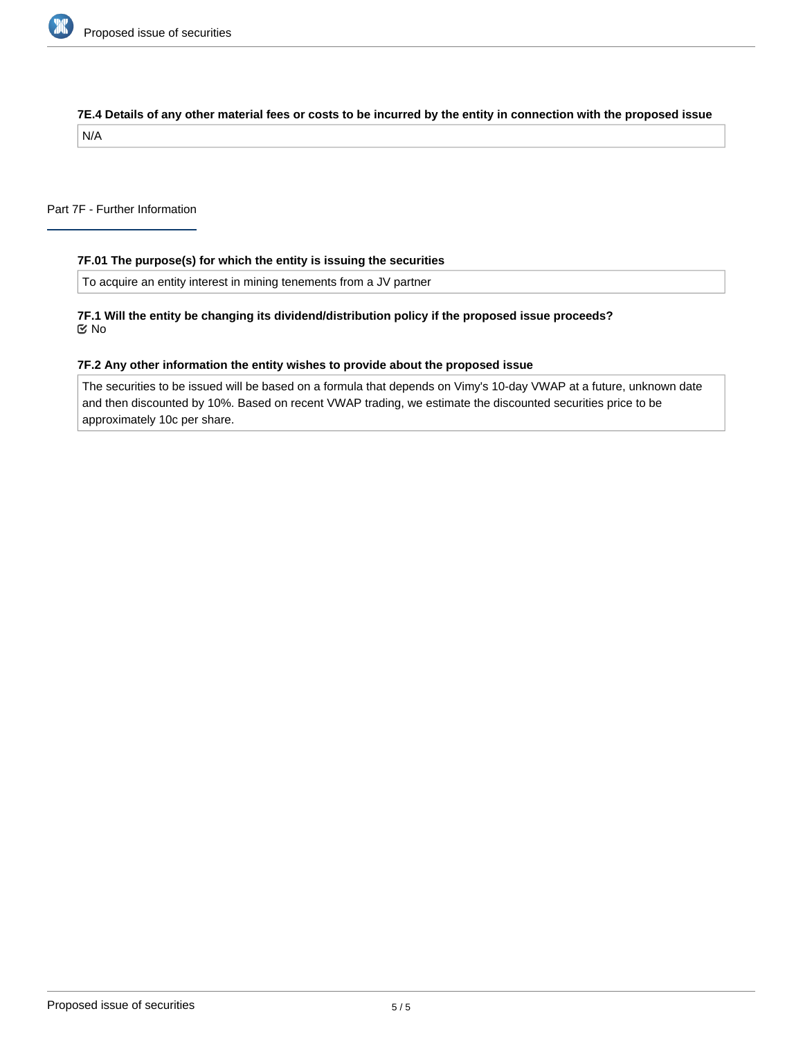**7E.4 Details of any other material fees or costs to be incurred by the entity in connection with the proposed issue**

N/A

## Part 7F - Further Information

**7F.01 The purpose(s) for which the entity is issuing the securities**

To acquire an entity interest in mining tenements from a JV partner

**7F.1 Will the entity be changing its dividend/distribution policy if the proposed issue proceeds?**

☑ No

**7F.2 Any other information the entity wishes to provide about the proposed issue**

The securities to be issued will be based on a formula that depends on Vimy's 10-day VWAP at a future, unknown date and then discounted by 10%. Based on recent VWAP trading, we estimate the discounted securities price to be approximately 10c per share.